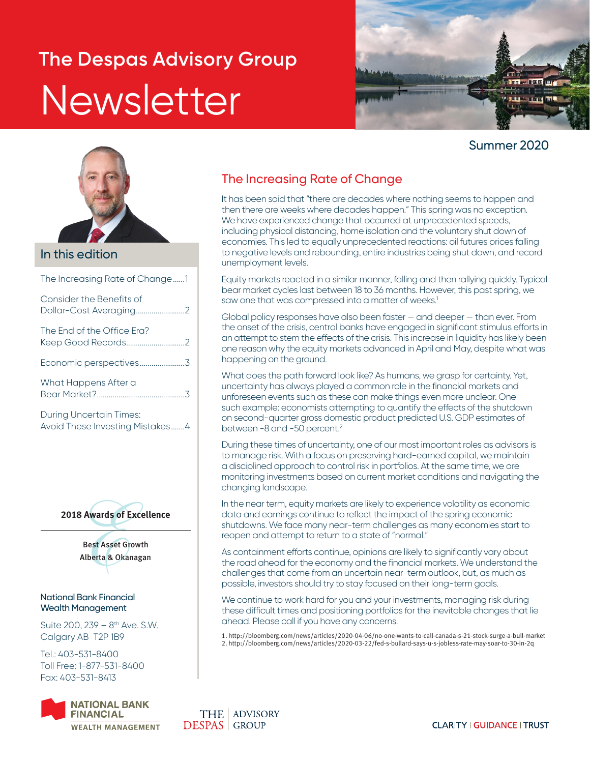# The Despas Advisory Group Newsletter

Summer 2020

## In this edition

- The Increasing Rate of Change......1
- Consider the Benefits of Dollar-Cost Averaging.........................2
- The End of the Office Era? Keep Good Records.............................2
- Economic perspectives.......................3
- What Happens After a Bear Market?.............................................3
- During Uncertain Times: Avoid These Investing Mistakes.......4

**2018 Awards of Excellence**

Best Asset Growth
Alberta & Okanagan

**National Bank Financial Wealth Management**

Suite 200, 239 – 8th Ave. S.W.
Calgary AB T2P 1B9

Tel.: 403-531-8400
Toll Free: 1-877-531-8400
Fax: 403-531-8413

## The Increasing Rate of Change

It has been said that "there are decades where nothing seems to happen and then there are weeks where decades happen." This spring was no exception. We have experienced change that occurred at unprecedented speeds, including physical distancing, home isolation and the voluntary shut down of economies. This led to equally unprecedented reactions: oil futures prices falling to negative levels and rebounding, entire industries being shut down, and record unemployment levels.

Equity markets reacted in a similar manner, falling and then rallying quickly. Typical bear market cycles last between 18 to 36 months. However, this past spring, we saw one that was compressed into a matter of weeks.[1]

Global policy responses have also been faster — and deeper — than ever. From the onset of the crisis, central banks have engaged in significant stimulus efforts in an attempt to stem the effects of the crisis. This increase in liquidity has likely been one reason why the equity markets advanced in April and May, despite what was happening on the ground.

What does the path forward look like? As humans, we grasp for certainty. Yet, uncertainty has always played a common role in the financial markets and unforeseen events such as these can make things even more unclear. One such example: economists attempting to quantify the effects of the shutdown on second-quarter gross domestic product predicted U.S. GDP estimates of between -8 and -50 percent.[2]

During these times of uncertainty, one of our most important roles as advisors is to manage risk. With a focus on preserving hard-earned capital, we maintain a disciplined approach to control risk in portfolios. At the same time, we are monitoring investments based on current market conditions and navigating the changing landscape.

In the near term, equity markets are likely to experience volatility as economic data and earnings continue to reflect the impact of the spring economic shutdowns. We face many near-term challenges as many economies start to reopen and attempt to return to a state of "normal."

As containment efforts continue, opinions are likely to significantly vary about the road ahead for the economy and the financial markets. We understand the challenges that come from an uncertain near-term outlook, but, as much as possible, investors should try to stay focused on their long-term goals.

We continue to work hard for you and your investments, managing risk during these difficult times and positioning portfolios for the inevitable changes that lie ahead. Please call if you have any concerns.

1. http://bloomberg.com/news/articles/2020-04-06/no-one-wants-to-call-canada-s-21-stock-surge-a-bull-market
2. http://bloomberg.com/news/articles/2020-03-22/fed-s-bullard-says-u-s-jobless-rate-may-soar-to-30-in-2q

NATIONAL BANK FINANCIAL WEALTH MANAGEMENT

THE DESPAS | ADVISORY GROUP

CLARITY | GUIDANCE | TRUST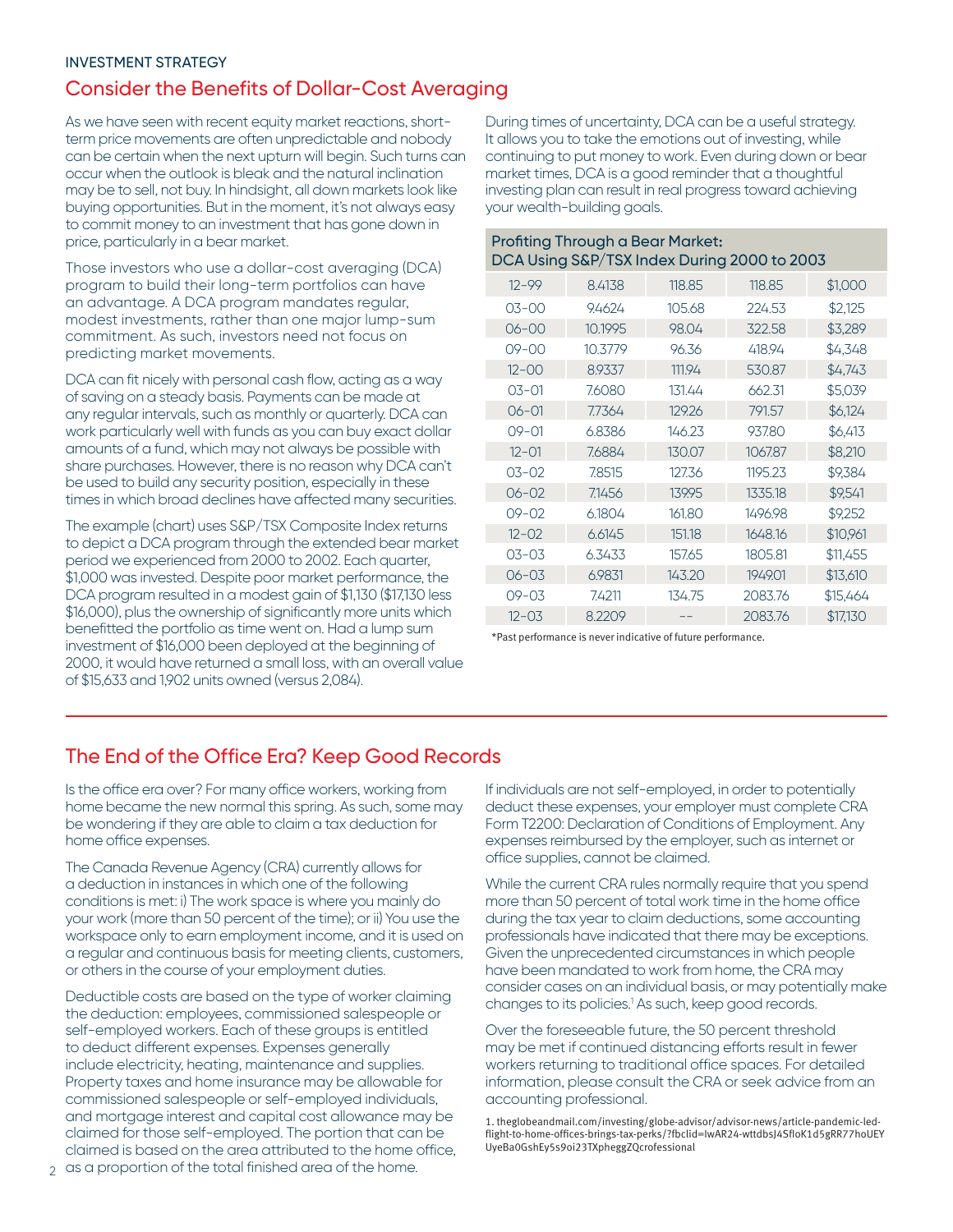INVESTMENT STRATEGY

## Consider the Benefits of Dollar-Cost Averaging

As we have seen with recent equity market reactions, short-term price movements are often unpredictable and nobody can be certain when the next upturn will begin. Such turns can occur when the outlook is bleak and the natural inclination may be to sell, not buy. In hindsight, all down markets look like buying opportunities. But in the moment, it's not always easy to commit money to an investment that has gone down in price, particularly in a bear market.

Those investors who use a dollar-cost averaging (DCA) program to build their long-term portfolios can have an advantage. A DCA program mandates regular, modest investments, rather than one major lump-sum commitment. As such, investors need not focus on predicting market movements.

DCA can fit nicely with personal cash flow, acting as a way of saving on a steady basis. Payments can be made at any regular intervals, such as monthly or quarterly. DCA can work particularly well with funds as you can buy exact dollar amounts of a fund, which may not always be possible with share purchases. However, there is no reason why DCA can't be used to build any security position, especially in these times in which broad declines have affected many securities.

The example (chart) uses S&P/TSX Composite Index returns to depict a DCA program through the extended bear market period we experienced from 2000 to 2002. Each quarter, $1,000 was invested. Despite poor market performance, the DCA program resulted in a modest gain of $1,130 ($17,130 less $16,000), plus the ownership of significantly more units which benefitted the portfolio as time went on. Had a lump sum investment of $16,000 been deployed at the beginning of 2000, it would have returned a small loss, with an overall value of $15,633 and 1,902 units owned (versus 2,084).

During times of uncertainty, DCA can be a useful strategy. It allows you to take the emotions out of investing, while continuing to put money to work. Even during down or bear market times, DCA is a good reminder that a thoughtful investing plan can result in real progress toward achieving your wealth-building goals.

**Profiting Through a Bear Market: DCA Using S&P/TSX Index During 2000 to 2003**

| | | | | |
|---|---|---|---|---|
| 12-99 | 8.4138 | 118.85 | 118.85 | $1,000 |
| 03-00 | 9.4624 | 105.68 | 224.53 | $2,125 |
| 06-00 | 10.1995 | 98.04 | 322.58 | $3,289 |
| 09-00 | 10.3779 | 96.36 | 418.94 | $4,348 |
| 12-00 | 8.9337 | 111.94 | 530.87 | $4,743 |
| 03-01 | 7.6080 | 131.44 | 662.31 | $5,039 |
| 06-01 | 7.7364 | 129.26 | 791.57 | $6,124 |
| 09-01 | 6.8386 | 146.23 | 937.80 | $6,413 |
| 12-01 | 7.6884 | 130.07 | 1067.87 | $8,210 |
| 03-02 | 7.8515 | 127.36 | 1195.23 | $9,384 |
| 06-02 | 7.1456 | 139.95 | 1335.18 | $9,541 |
| 09-02 | 6.1804 | 161.80 | 1496.98 | $9,252 |
| 12-02 | 6.6145 | 151.18 | 1648.16 | $10,961 |
| 03-03 | 6.3433 | 157.65 | 1805.81 | $11,455 |
| 06-03 | 6.9831 | 143.20 | 1949.01 | $13,610 |
| 09-03 | 7.4211 | 134.75 | 2083.76 | $15,464 |
| 12-03 | 8.2209 | -- | 2083.76 | $17,130 |

*Past performance is never indicative of future performance.

## The End of the Office Era? Keep Good Records

Is the office era over? For many office workers, working from home became the new normal this spring. As such, some may be wondering if they are able to claim a tax deduction for home office expenses.

The Canada Revenue Agency (CRA) currently allows for a deduction in instances in which one of the following conditions is met: i) The work space is where you mainly do your work (more than 50 percent of the time); or ii) You use the workspace only to earn employment income, and it is used on a regular and continuous basis for meeting clients, customers, or others in the course of your employment duties.

Deductible costs are based on the type of worker claiming the deduction: employees, commissioned salespeople or self-employed workers. Each of these groups is entitled to deduct different expenses. Expenses generally include electricity, heating, maintenance and supplies. Property taxes and home insurance may be allowable for commissioned salespeople or self-employed individuals, and mortgage interest and capital cost allowance may be claimed for those self-employed. The portion that can be claimed is based on the area attributed to the home office, as a proportion of the total finished area of the home.

If individuals are not self-employed, in order to potentially deduct these expenses, your employer must complete CRA Form T2200: Declaration of Conditions of Employment. Any expenses reimbursed by the employer, such as internet or office supplies, cannot be claimed.

While the current CRA rules normally require that you spend more than 50 percent of total work time in the home office during the tax year to claim deductions, some accounting professionals have indicated that there may be exceptions. Given the unprecedented circumstances in which people have been mandated to work from home, the CRA may consider cases on an individual basis, or may potentially make changes to its policies.[1] As such, keep good records.

Over the foreseeable future, the 50 percent threshold may be met if continued distancing efforts result in fewer workers returning to traditional office spaces. For detailed information, please consult the CRA or seek advice from an accounting professional.

1. theglobeandmail.com/investing/globe-advisor/advisor-news/article-pandemic-led-flight-to-home-offices-brings-tax-perks/?fbclid=IwAR24-wttdbsJ4SfloK1d5gRR77hoUEYUyeBa0GshEy5s9oi23TXpheggZQcrofessional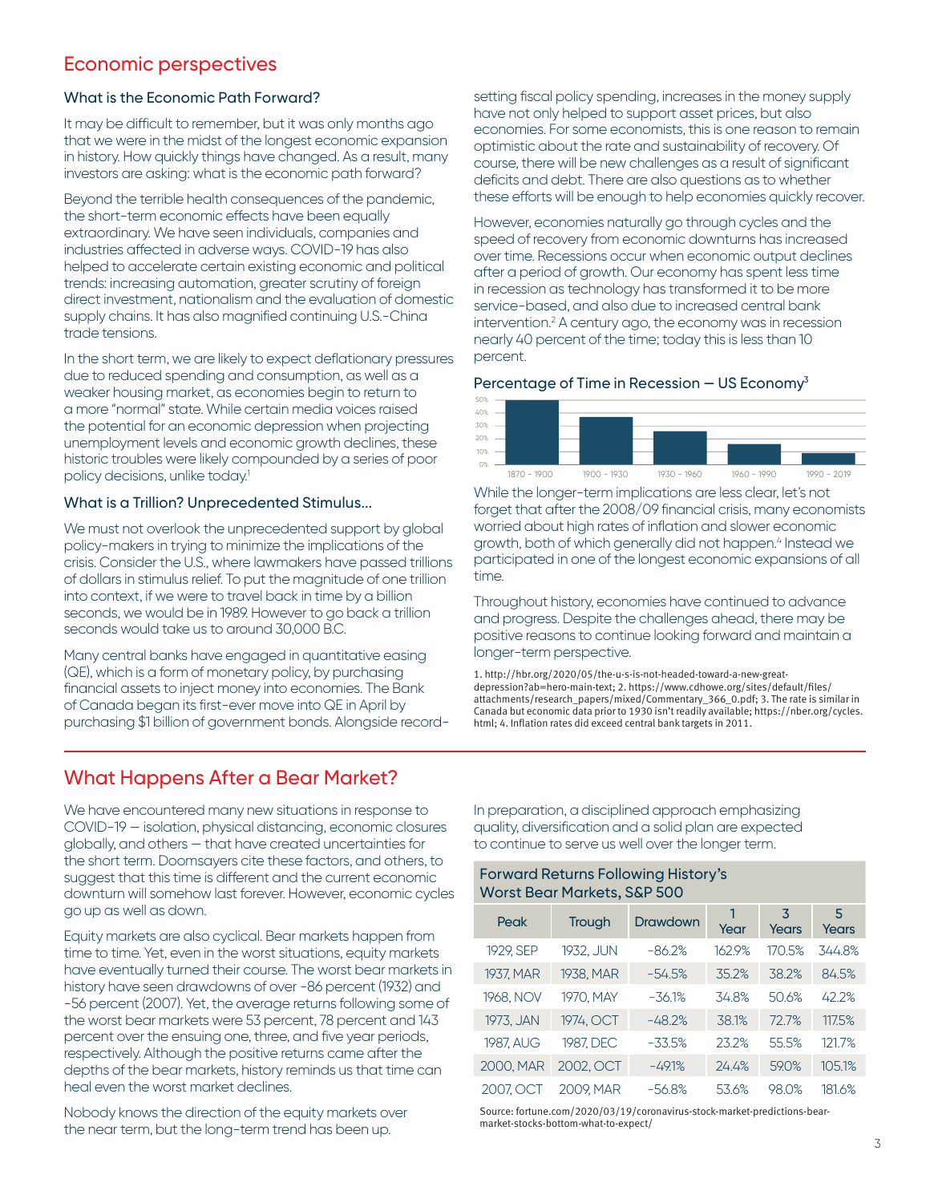## Economic perspectives

### What is the Economic Path Forward?

It may be difficult to remember, but it was only months ago that we were in the midst of the longest economic expansion in history. How quickly things have changed. As a result, many investors are asking: what is the economic path forward?

Beyond the terrible health consequences of the pandemic, the short-term economic effects have been equally extraordinary. We have seen individuals, companies and industries affected in adverse ways. COVID-19 has also helped to accelerate certain existing economic and political trends: increasing automation, greater scrutiny of foreign direct investment, nationalism and the evaluation of domestic supply chains. It has also magnified continuing U.S.-China trade tensions.

In the short term, we are likely to expect deflationary pressures due to reduced spending and consumption, as well as a weaker housing market, as economies begin to return to a more "normal" state. While certain media voices raised the potential for an economic depression when projecting unemployment levels and economic growth declines, these historic troubles were likely compounded by a series of poor policy decisions, unlike today.[1]

### What is a Trillion? Unprecedented Stimulus...

We must not overlook the unprecedented support by global policy-makers in trying to minimize the implications of the crisis. Consider the U.S., where lawmakers have passed trillions of dollars in stimulus relief. To put the magnitude of one trillion into context, if we were to travel back in time by a billion seconds, we would be in 1989. However to go back a trillion seconds would take us to around 30,000 B.C.

Many central banks have engaged in quantitative easing (QE), which is a form of monetary policy, by purchasing financial assets to inject money into economies. The Bank of Canada began its first-ever move into QE in April by purchasing $1 billion of government bonds. Alongside record-setting fiscal policy spending, increases in the money supply have not only helped to support asset prices, but also economies. For some economists, this is one reason to remain optimistic about the rate and sustainability of recovery. Of course, there will be new challenges as a result of significant deficits and debt. There are also questions as to whether these efforts will be enough to help economies quickly recover.

However, economies naturally go through cycles and the speed of recovery from economic downturns has increased over time. Recessions occur when economic output declines after a period of growth. Our economy has spent less time in recession as technology has transformed it to be more service-based, and also due to increased central bank intervention.[2] A century ago, the economy was in recession nearly 40 percent of the time; today this is less than 10 percent.

**Percentage of Time in Recession — US Economy[3]**

| Period | Approx. % of Time in Recession |
|---|---|
| 1870 - 1900 | ~49% |
| 1900 - 1930 | ~36% |
| 1930 - 1960 | ~25% |
| 1960 - 1990 | ~16% |
| 1990 - 2019 | ~9% |

While the longer-term implications are less clear, let's not forget that after the 2008/09 financial crisis, many economists worried about high rates of inflation and slower economic growth, both of which generally did not happen.[4] Instead we participated in one of the longest economic expansions of all time.

Throughout history, economies have continued to advance and progress. Despite the challenges ahead, there may be positive reasons to continue looking forward and maintain a longer-term perspective.

1. http://hbr.org/2020/05/the-u-s-is-not-headed-toward-a-new-great-depression?ab=hero-main-text; 2. https://www.cdhowe.org/sites/default/files/attachments/research_papers/mixed/Commentary_366_0.pdf; 3. The rate is similar in Canada but economic data prior to 1930 isn't readily available; https://nber.org/cycles.html; 4. Inflation rates did exceed central bank targets in 2011.

## What Happens After a Bear Market?

We have encountered many new situations in response to COVID-19 — isolation, physical distancing, economic closures globally, and others — that have created uncertainties for the short term. Doomsayers cite these factors, and others, to suggest that this time is different and the current economic downturn will somehow last forever. However, economic cycles go up as well as down.

Equity markets are also cyclical. Bear markets happen from time to time. Yet, even in the worst situations, equity markets have eventually turned their course. The worst bear markets in history have seen drawdowns of over -86 percent (1932) and -56 percent (2007). Yet, the average returns following some of the worst bear markets were 53 percent, 78 percent and 143 percent over the ensuing one, three, and five year periods, respectively. Although the positive returns came after the depths of the bear markets, history reminds us that time can heal even the worst market declines.

Nobody knows the direction of the equity markets over the near term, but the long-term trend has been up.

In preparation, a disciplined approach emphasizing quality, diversification and a solid plan are expected to continue to serve us well over the longer term.

**Forward Returns Following History's Worst Bear Markets, S&P 500**

| Peak | Trough | Drawdown | 1 Year | 3 Years | 5 Years |
|---|---|---|---|---|---|
| 1929, SEP | 1932, JUN | -86.2% | 162.9% | 170.5% | 344.8% |
| 1937, MAR | 1938, MAR | -54.5% | 35.2% | 38.2% | 84.5% |
| 1968, NOV | 1970, MAY | -36.1% | 34.8% | 50.6% | 42.2% |
| 1973, JAN | 1974, OCT | -48.2% | 38.1% | 72.7% | 117.5% |
| 1987, AUG | 1987, DEC | -33.5% | 23.2% | 55.5% | 121.7% |
| 2000, MAR | 2002, OCT | -49.1% | 24.4% | 59.0% | 105.1% |
| 2007, OCT | 2009, MAR | -56.8% | 53.6% | 98.0% | 181.6% |

Source: fortune.com/2020/03/19/coronavirus-stock-market-predictions-bear-market-stocks-bottom-what-to-expect/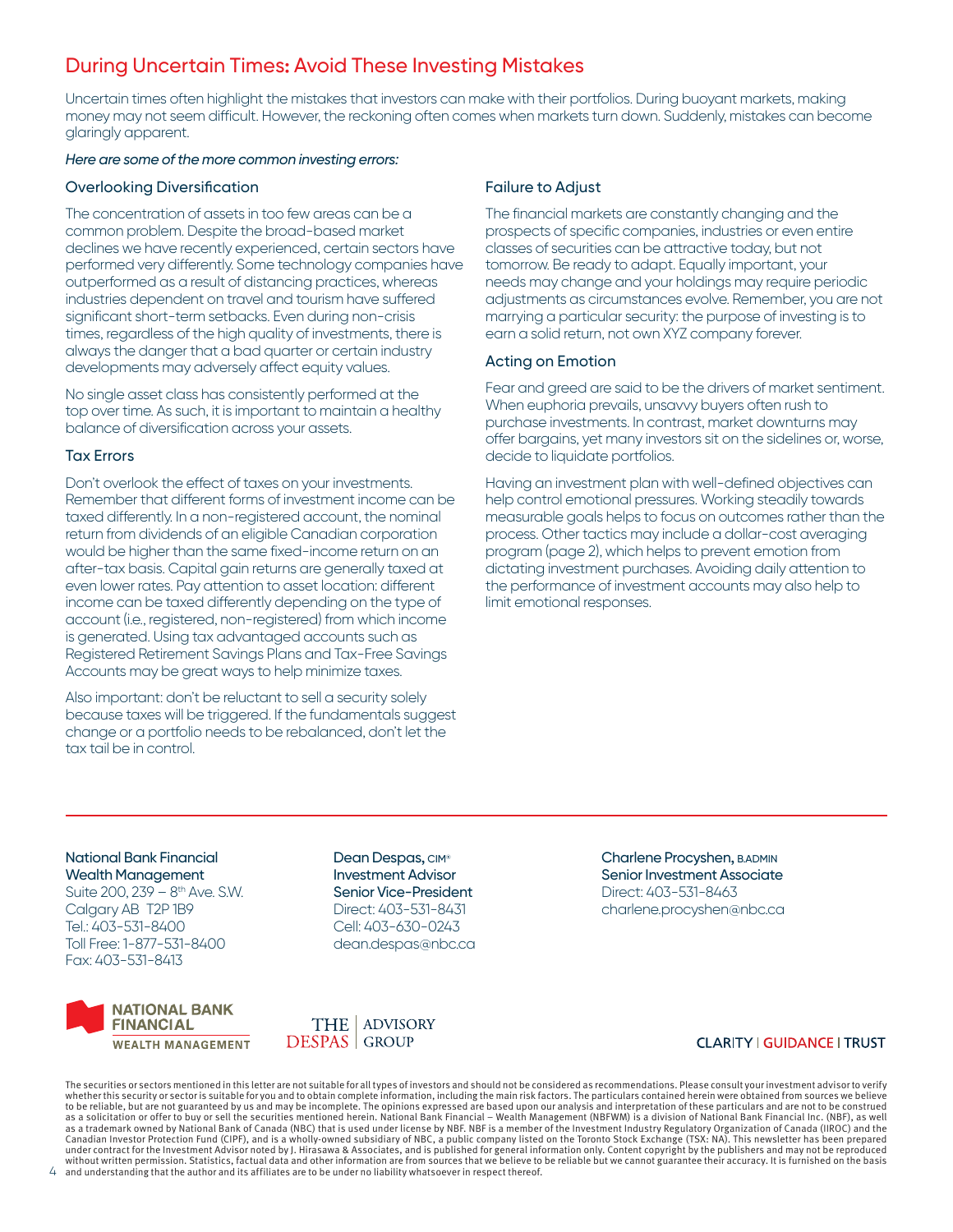# During Uncertain Times: Avoid These Investing Mistakes

Uncertain times often highlight the mistakes that investors can make with their portfolios. During buoyant markets, making money may not seem difficult. However, the reckoning often comes when markets turn down. Suddenly, mistakes can become glaringly apparent.

*Here are some of the more common investing errors:*

### Overlooking Diversification

The concentration of assets in too few areas can be a common problem. Despite the broad-based market declines we have recently experienced, certain sectors have performed very differently. Some technology companies have outperformed as a result of distancing practices, whereas industries dependent on travel and tourism have suffered significant short-term setbacks. Even during non-crisis times, regardless of the high quality of investments, there is always the danger that a bad quarter or certain industry developments may adversely affect equity values.

No single asset class has consistently performed at the top over time. As such, it is important to maintain a healthy balance of diversification across your assets.

### Tax Errors

Don't overlook the effect of taxes on your investments. Remember that different forms of investment income can be taxed differently. In a non-registered account, the nominal return from dividends of an eligible Canadian corporation would be higher than the same fixed-income return on an after-tax basis. Capital gain returns are generally taxed at even lower rates. Pay attention to asset location: different income can be taxed differently depending on the type of account (i.e., registered, non-registered) from which income is generated. Using tax advantaged accounts such as Registered Retirement Savings Plans and Tax-Free Savings Accounts may be great ways to help minimize taxes.

Also important: don't be reluctant to sell a security solely because taxes will be triggered. If the fundamentals suggest change or a portfolio needs to be rebalanced, don't let the tax tail be in control.

### Failure to Adjust

The financial markets are constantly changing and the prospects of specific companies, industries or even entire classes of securities can be attractive today, but not tomorrow. Be ready to adapt. Equally important, your needs may change and your holdings may require periodic adjustments as circumstances evolve. Remember, you are not marrying a particular security: the purpose of investing is to earn a solid return, not own XYZ company forever.

### Acting on Emotion

Fear and greed are said to be the drivers of market sentiment. When euphoria prevails, unsavvy buyers often rush to purchase investments. In contrast, market downturns may offer bargains, yet many investors sit on the sidelines or, worse, decide to liquidate portfolios.

Having an investment plan with well-defined objectives can help control emotional pressures. Working steadily towards measurable goals helps to focus on outcomes rather than the process. Other tactics may include a dollar-cost averaging program (page 2), which helps to prevent emotion from dictating investment purchases. Avoiding daily attention to the performance of investment accounts may also help to limit emotional responses.

---

**National Bank Financial Wealth Management**
Suite 200, 239 – 8th Ave. S.W.
Calgary AB T2P 1B9
Tel.: 403-531-8400
Toll Free: 1-877-531-8400
Fax: 403-531-8413

**Dean Despas, CIM®**
**Investment Advisor**
**Senior Vice-President**
Direct: 403-531-8431
Cell: 403-630-0243
dean.despas@nbc.ca

**Charlene Procyshen, B.ADMIN**
**Senior Investment Associate**
Direct: 403-531-8463
charlene.procyshen@nbc.ca

NATIONAL BANK FINANCIAL WEALTH MANAGEMENT

THE DESPAS | ADVISORY GROUP

CLARITY | GUIDANCE | TRUST

The securities or sectors mentioned in this letter are not suitable for all types of investors and should not be considered as recommendations. Please consult your investment advisor to verify whether this security or sector is suitable for you and to obtain complete information, including the main risk factors. The particulars contained herein were obtained from sources we believe to be reliable, but are not guaranteed by us and may be incomplete. The opinions expressed are based upon our analysis and interpretation of these particulars and are not to be construed as a solicitation or offer to buy or sell the securities mentioned herein. National Bank Financial – Wealth Management (NBFWM) is a division of National Bank Financial Inc. (NBF), as well as a trademark owned by National Bank of Canada (NBC) that is used under license by NBF. NBF is a member of the Investment Industry Regulatory Organization of Canada (IIROC) and the Canadian Investor Protection Fund (CIPF), and is a wholly-owned subsidiary of NBC, a public company listed on the Toronto Stock Exchange (TSX: NA). This newsletter has been prepared under contract for the Investment Advisor noted by J. Hirasawa & Associates, and is published for general information only. Content copyright by the publishers and may not be reproduced without written permission. Statistics, factual data and other information are from sources that we believe to be reliable but we cannot guarantee their accuracy. It is furnished on the basis and understanding that the author and its affiliates are to be under no liability whatsoever in respect thereof.